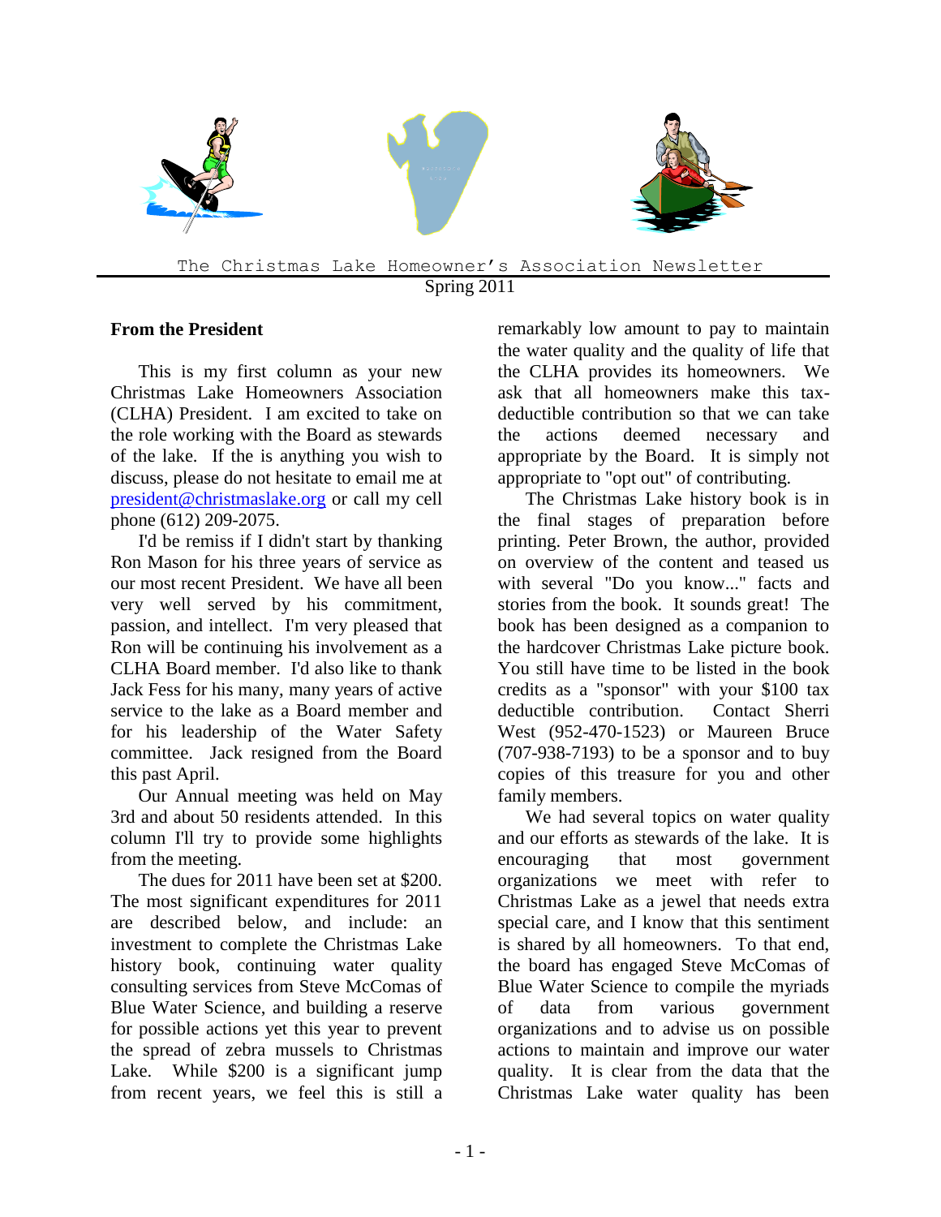The Christmas Lake Homeowner's Association Newsletter

Spring 2011

## From the President

This is my first column as your new Christmas Lake Homeowners Association (CLHA) President. I am excited to take on the role working with the Board as stewards of the lake. If the is anything you wish to discuss, please do not hesitate to email me at president@christmaslake.org or call my cell phone (612) 209-2075.

I'd be remiss if I didn't start by thanking Ron Mason for his three years of service as our most recent President. We have all been very well served by his commitment, passion, and intellect. I'm very pleased that Ron will be continuing his involvement as a CLHA Board member. I'd also like to thank Jack Fess for his many, many years of active service to the lake as a Board member and for his leadership of the Water Safety committee. Jack resigned from the Board this past April.

Our Annual meeting was held on May 3rd and about 50 residents attended. In this column I'll try to provide some highlights from the meeting.

The dues for 2011 have been set at $200. The most significant expenditures for 2011 are described below, and include: an investment to complete the Christmas Lake history book, continuing water quality consulting services from Steve McComas of Blue Water Science, and building a reserve for possible actions yet this year to prevent the spread of zebra mussels to Christmas Lake. While $200 is a significant jump from recent years, we feel this is still a remarkably low amount to pay to maintain the water quality and the quality of life that the CLHA provides its homeowners. We ask that all homeowners make this tax-deductible contribution so that we can take the actions deemed necessary and appropriate by the Board. It is simply not appropriate to "opt out" of contributing.

The Christmas Lake history book is in the final stages of preparation before printing. Peter Brown, the author, provided on overview of the content and teased us with several "Do you know..." facts and stories from the book. It sounds great! The book has been designed as a companion to the hardcover Christmas Lake picture book. You still have time to be listed in the book credits as a "sponsor" with your $100 tax deductible contribution. Contact Sherri West (952-470-1523) or Maureen Bruce (707-938-7193) to be a sponsor and to buy copies of this treasure for you and other family members.

We had several topics on water quality and our efforts as stewards of the lake. It is encouraging that most government organizations we meet with refer to Christmas Lake as a jewel that needs extra special care, and I know that this sentiment is shared by all homeowners. To that end, the board has engaged Steve McComas of Blue Water Science to compile the myriads of data from various government organizations and to advise us on possible actions to maintain and improve our water quality. It is clear from the data that the Christmas Lake water quality has been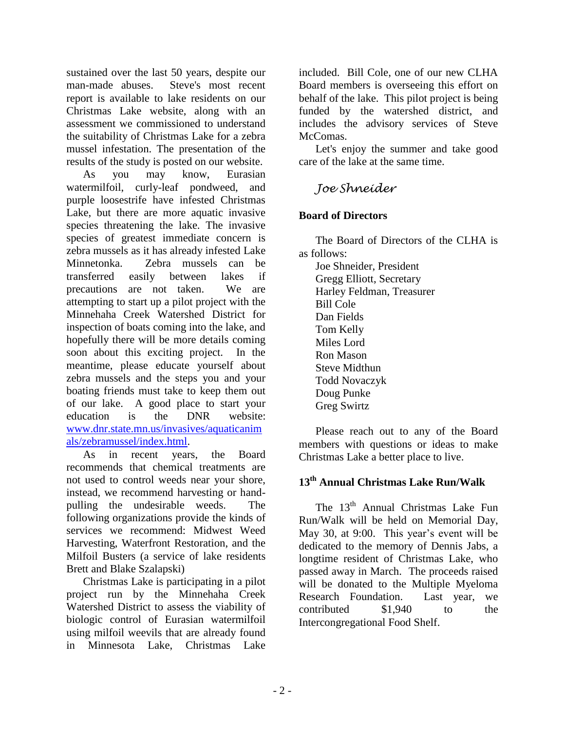sustained over the last 50 years, despite our man-made abuses. Steve's most recent report is available to lake residents on our Christmas Lake website, along with an assessment we commissioned to understand the suitability of Christmas Lake for a zebra mussel infestation. The presentation of the results of the study is posted on our website.

As you may know, Eurasian watermilfoil, curly-leaf pondweed, and purple loosestrife have infested Christmas Lake, but there are more aquatic invasive species threatening the lake. The invasive species of greatest immediate concern is zebra mussels as it has already infested Lake Minnetonka. Zebra mussels can be transferred easily between lakes if precautions are not taken. We are attempting to start up a pilot project with the Minnehaha Creek Watershed District for inspection of boats coming into the lake, and hopefully there will be more details coming soon about this exciting project. In the meantime, please educate yourself about zebra mussels and the steps you and your boating friends must take to keep them out of our lake. A good place to start your education is the DNR website: [www.dnr.state.mn.us/invasives/aquaticanimals/zebramussel/index.html](www.dnr.state.mn.us/invasives/aquaticanimals/zebramussel/index.html).

As in recent years, the Board recommends that chemical treatments are not used to control weeds near your shore, instead, we recommend harvesting or hand-pulling the undesirable weeds. The following organizations provide the kinds of services we recommend: Midwest Weed Harvesting, Waterfront Restoration, and the Milfoil Busters (a service of lake residents Brett and Blake Szalapski)

Christmas Lake is participating in a pilot project run by the Minnehaha Creek Watershed District to assess the viability of biologic control of Eurasian watermilfoil using milfoil weevils that are already found in Minnesota Lake, Christmas Lake included. Bill Cole, one of our new CLHA Board members is overseeing this effort on behalf of the lake. This pilot project is being funded by the watershed district, and includes the advisory services of Steve McComas.

Let's enjoy the summer and take good care of the lake at the same time.

*Joe Shneider*

## Board of Directors

The Board of Directors of the CLHA is as follows:

Joe Shneider, President
Gregg Elliott, Secretary
Harley Feldman, Treasurer
Bill Cole
Dan Fields
Tom Kelly
Miles Lord
Ron Mason
Steve Midthun
Todd Novaczyk
Doug Punke
Greg Swirtz

Please reach out to any of the Board members with questions or ideas to make Christmas Lake a better place to live.

## 13th Annual Christmas Lake Run/Walk

The 13th Annual Christmas Lake Fun Run/Walk will be held on Memorial Day, May 30, at 9:00. This year's event will be dedicated to the memory of Dennis Jabs, a longtime resident of Christmas Lake, who passed away in March. The proceeds raised will be donated to the Multiple Myeloma Research Foundation. Last year, we contributed $1,940 to the Intercongregational Food Shelf.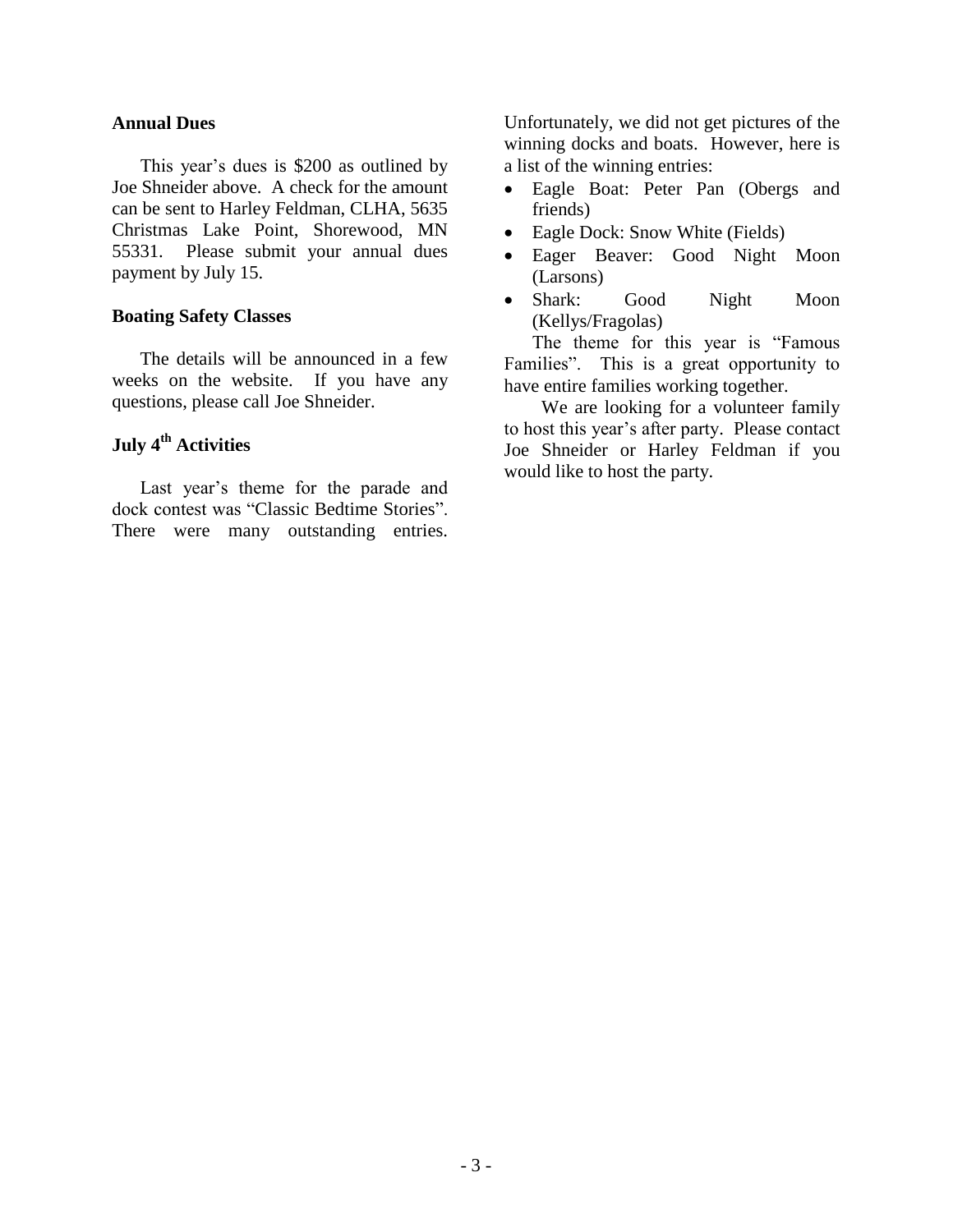### Annual Dues

This year's dues is $200 as outlined by Joe Shneider above. A check for the amount can be sent to Harley Feldman, CLHA, 5635 Christmas Lake Point, Shorewood, MN 55331. Please submit your annual dues payment by July 15.

### Boating Safety Classes

The details will be announced in a few weeks on the website. If you have any questions, please call Joe Shneider.

### July 4th Activities

Last year's theme for the parade and dock contest was "Classic Bedtime Stories". There were many outstanding entries. Unfortunately, we did not get pictures of the winning docks and boats. However, here is a list of the winning entries:

- Eagle Boat: Peter Pan (Obergs and friends)
- Eagle Dock: Snow White (Fields)
- Eager Beaver: Good Night Moon (Larsons)
- Shark: Good Night Moon (Kellys/Fragolas)

The theme for this year is "Famous Families". This is a great opportunity to have entire families working together.

We are looking for a volunteer family to host this year's after party. Please contact Joe Shneider or Harley Feldman if you would like to host the party.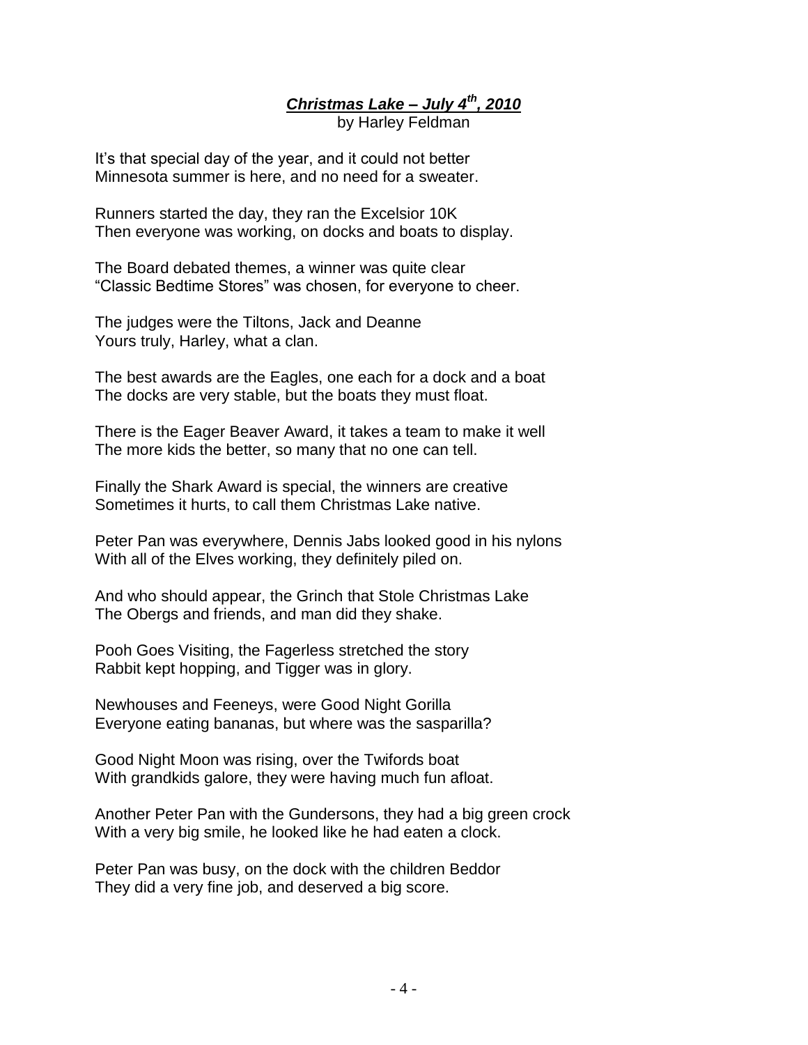***Christmas Lake – July 4th, 2010***

by Harley Feldman

It's that special day of the year, and it could not better
Minnesota summer is here, and no need for a sweater.

Runners started the day, they ran the Excelsior 10K
Then everyone was working, on docks and boats to display.

The Board debated themes, a winner was quite clear
"Classic Bedtime Stores" was chosen, for everyone to cheer.

The judges were the Tiltons, Jack and Deanne
Yours truly, Harley, what a clan.

The best awards are the Eagles, one each for a dock and a boat
The docks are very stable, but the boats they must float.

There is the Eager Beaver Award, it takes a team to make it well
The more kids the better, so many that no one can tell.

Finally the Shark Award is special, the winners are creative
Sometimes it hurts, to call them Christmas Lake native.

Peter Pan was everywhere, Dennis Jabs looked good in his nylons
With all of the Elves working, they definitely piled on.

And who should appear, the Grinch that Stole Christmas Lake
The Obergs and friends, and man did they shake.

Pooh Goes Visiting, the Fagerless stretched the story
Rabbit kept hopping, and Tigger was in glory.

Newhouses and Feeneys, were Good Night Gorilla
Everyone eating bananas, but where was the sasparilla?

Good Night Moon was rising, over the Twifords boat
With grandkids galore, they were having much fun afloat.

Another Peter Pan with the Gundersons, they had a big green crock
With a very big smile, he looked like he had eaten a clock.

Peter Pan was busy, on the dock with the children Beddor
They did a very fine job, and deserved a big score.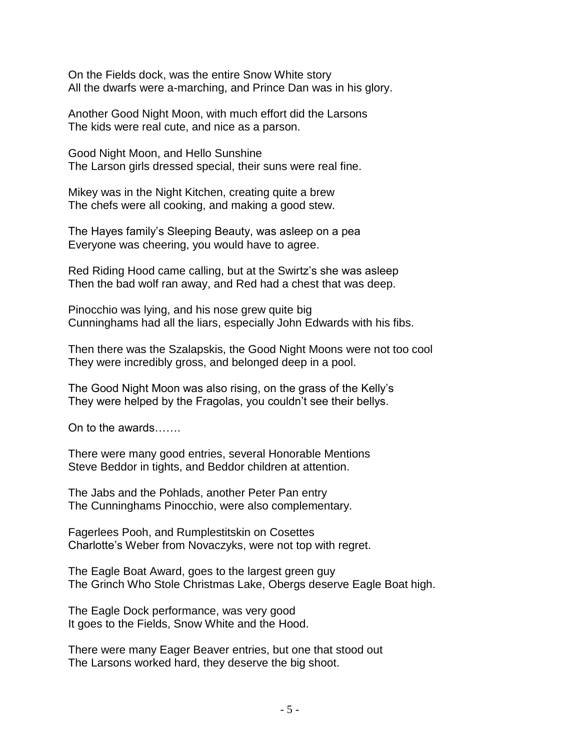On the Fields dock, was the entire Snow White story
All the dwarfs were a-marching, and Prince Dan was in his glory.

Another Good Night Moon, with much effort did the Larsons
The kids were real cute, and nice as a parson.

Good Night Moon, and Hello Sunshine
The Larson girls dressed special, their suns were real fine.

Mikey was in the Night Kitchen, creating quite a brew
The chefs were all cooking, and making a good stew.

The Hayes family's Sleeping Beauty, was asleep on a pea
Everyone was cheering, you would have to agree.

Red Riding Hood came calling, but at the Swirtz's she was asleep
Then the bad wolf ran away, and Red had a chest that was deep.

Pinocchio was lying, and his nose grew quite big
Cunninghams had all the liars, especially John Edwards with his fibs.

Then there was the Szalapskis, the Good Night Moons were not too cool
They were incredibly gross, and belonged deep in a pool.

The Good Night Moon was also rising, on the grass of the Kelly's
They were helped by the Fragolas, you couldn't see their bellys.

On to the awards…….

There were many good entries, several Honorable Mentions
Steve Beddor in tights, and Beddor children at attention.

The Jabs and the Pohlads, another Peter Pan entry
The Cunninghams Pinocchio, were also complementary.

Fagerlees Pooh, and Rumplestitskin on Cosettes
Charlotte's Weber from Novaczyks, were not top with regret.

The Eagle Boat Award, goes to the largest green guy
The Grinch Who Stole Christmas Lake, Obergs deserve Eagle Boat high.

The Eagle Dock performance, was very good
It goes to the Fields, Snow White and the Hood.

There were many Eager Beaver entries, but one that stood out
The Larsons worked hard, they deserve the big shoot.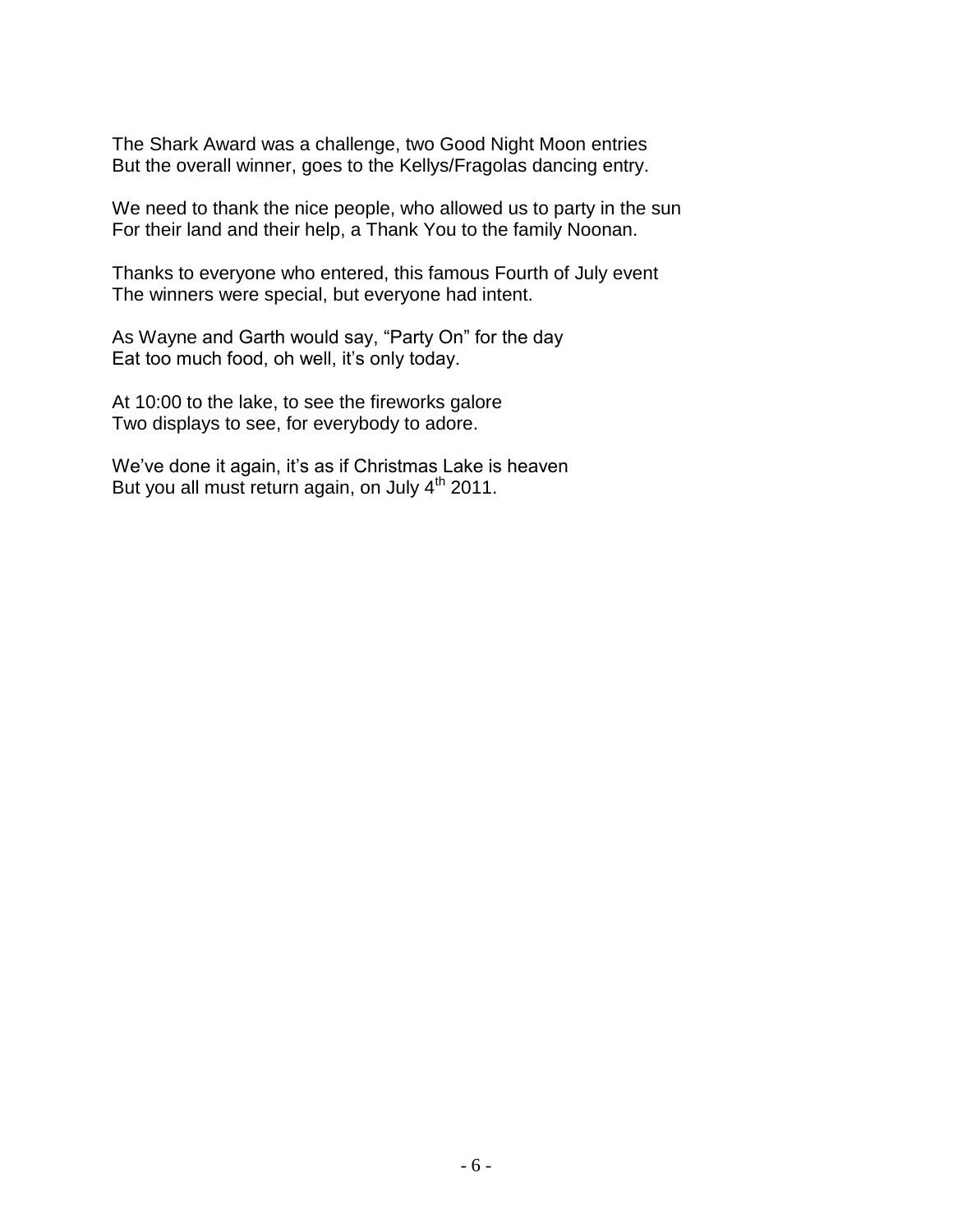The Shark Award was a challenge, two Good Night Moon entries
But the overall winner, goes to the Kellys/Fragolas dancing entry.

We need to thank the nice people, who allowed us to party in the sun
For their land and their help, a Thank You to the family Noonan.

Thanks to everyone who entered, this famous Fourth of July event
The winners were special, but everyone had intent.

As Wayne and Garth would say, "Party On" for the day
Eat too much food, oh well, it's only today.

At 10:00 to the lake, to see the fireworks galore
Two displays to see, for everybody to adore.

We've done it again, it's as if Christmas Lake is heaven
But you all must return again, on July 4th 2011.